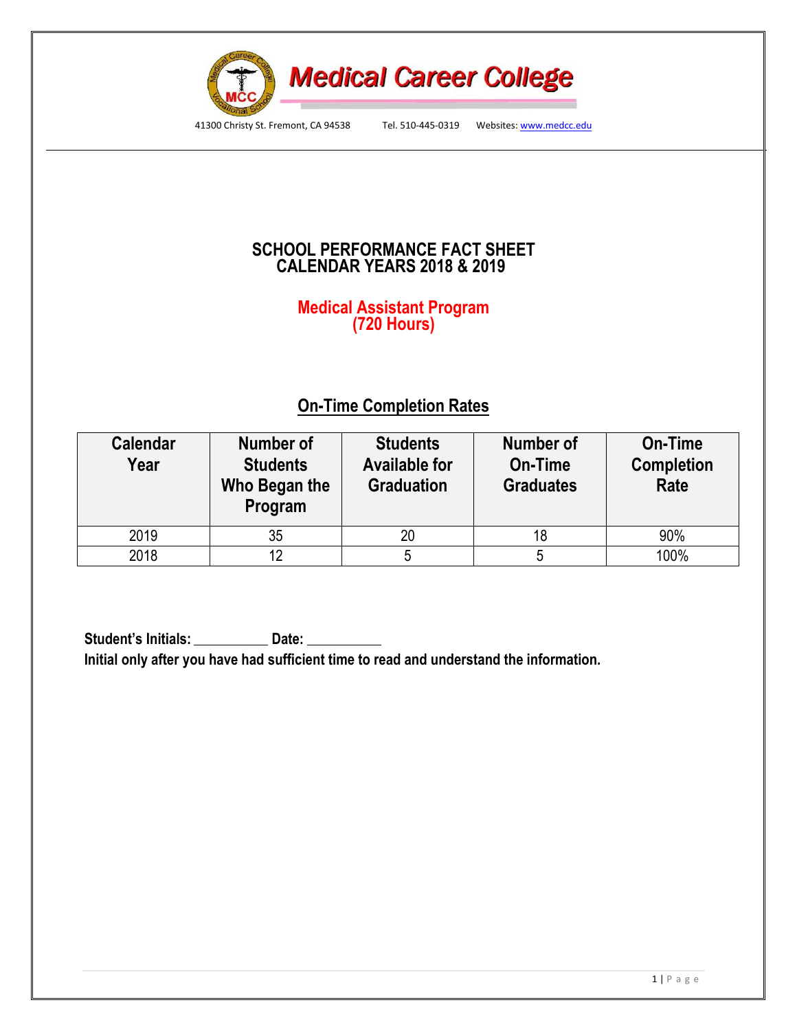# Medical Career College

41300 Christy St. Fremont, CA 94538 Tel. 510-445-0319 Websites: www.medcc.edu

## SCHOOL PERFORMANCE FACT SHEET
## CALENDAR YEARS 2018 & 2019

## Medical Assistant Program
## (720 Hours)

### On-Time Completion Rates

| Calendar Year | Number of Students Who Began the Program | Students Available for Graduation | Number of On-Time Graduates | On-Time Completion Rate |
|---|---|---|---|---|
| 2019 | 35 | 20 | 18 | 90% |
| 2018 | 12 | 5 | 5 | 100% |

**Student's Initials: __________ Date: __________**
**Initial only after you have had sufficient time to read and understand the information.**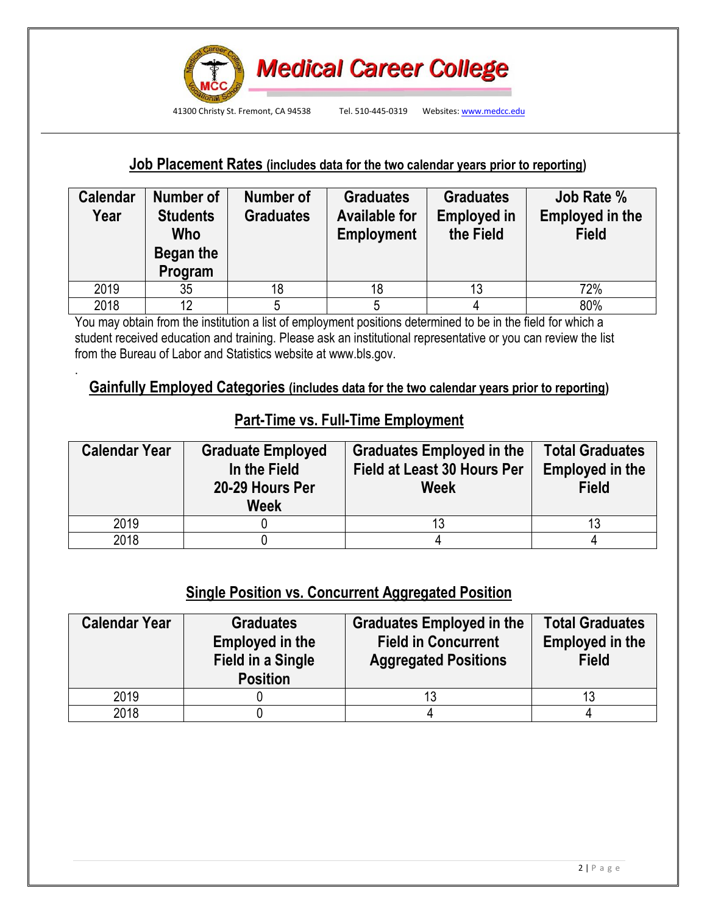Medical Career College

41300 Christy St. Fremont, CA 94538 Tel. 510-445-0319 Websites: www.medcc.edu

## Job Placement Rates (includes data for the two calendar years prior to reporting)

| Calendar Year | Number of Students Who Began the Program | Number of Graduates | Graduates Available for Employment | Graduates Employed in the Field | Job Rate % Employed in the Field |
|---|---|---|---|---|---|
| 2019 | 35 | 18 | 18 | 13 | 72% |
| 2018 | 12 | 5 | 5 | 4 | 80% |

You may obtain from the institution a list of employment positions determined to be in the field for which a student received education and training. Please ask an institutional representative or you can review the list from the Bureau of Labor and Statistics website at www.bls.gov.

.

## Gainfully Employed Categories (includes data for the two calendar years prior to reporting)

### Part-Time vs. Full-Time Employment

| Calendar Year | Graduate Employed In the Field 20-29 Hours Per Week | Graduates Employed in the Field at Least 30 Hours Per Week | Total Graduates Employed in the Field |
|---|---|---|---|
| 2019 | 0 | 13 | 13 |
| 2018 | 0 | 4 | 4 |

### Single Position vs. Concurrent Aggregated Position

| Calendar Year | Graduates Employed in the Field in a Single Position | Graduates Employed in the Field in Concurrent Aggregated Positions | Total Graduates Employed in the Field |
|---|---|---|---|
| 2019 | 0 | 13 | 13 |
| 2018 | 0 | 4 | 4 |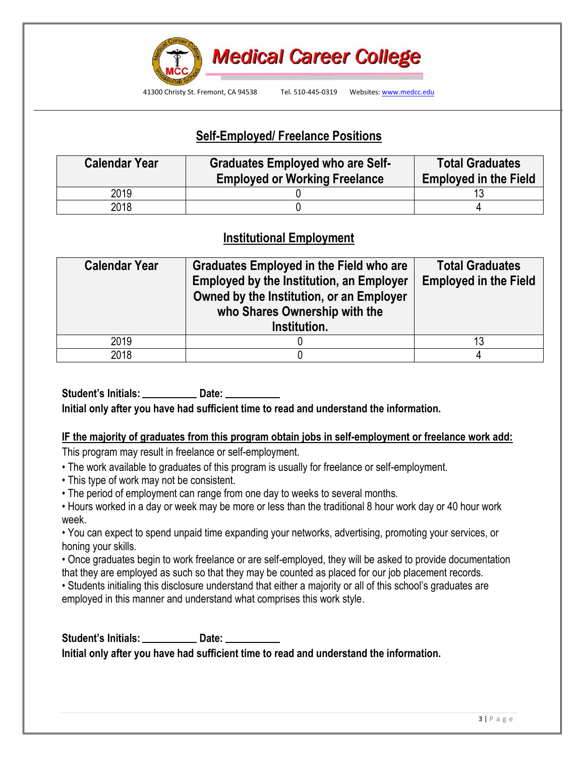## Self-Employed/ Freelance Positions

| Calendar Year | Graduates Employed who are Self-Employed or Working Freelance | Total Graduates Employed in the Field |
|---|---|---|
| 2019 | 0 | 13 |
| 2018 | 0 | 4 |

## Institutional Employment

| Calendar Year | Graduates Employed in the Field who are Employed by the Institution, an Employer Owned by the Institution, or an Employer who Shares Ownership with the Institution. | Total Graduates Employed in the Field |
|---|---|---|
| 2019 | 0 | 13 |
| 2018 | 0 | 4 |

**Student's Initials: __________ Date: __________**

**Initial only after you have had sufficient time to read and understand the information.**

**IF the majority of graduates from this program obtain jobs in self-employment or freelance work add:**

This program may result in freelance or self-employment.

- The work available to graduates of this program is usually for freelance or self-employment.
- This type of work may not be consistent.
- The period of employment can range from one day to weeks to several months.
- Hours worked in a day or week may be more or less than the traditional 8 hour work day or 40 hour work week.
- You can expect to spend unpaid time expanding your networks, advertising, promoting your services, or honing your skills.
- Once graduates begin to work freelance or are self-employed, they will be asked to provide documentation that they are employed as such so that they may be counted as placed for our job placement records.
- Students initialing this disclosure understand that either a majority or all of this school's graduates are employed in this manner and understand what comprises this work style.

**Student's Initials: __________ Date: __________**

**Initial only after you have had sufficient time to read and understand the information.**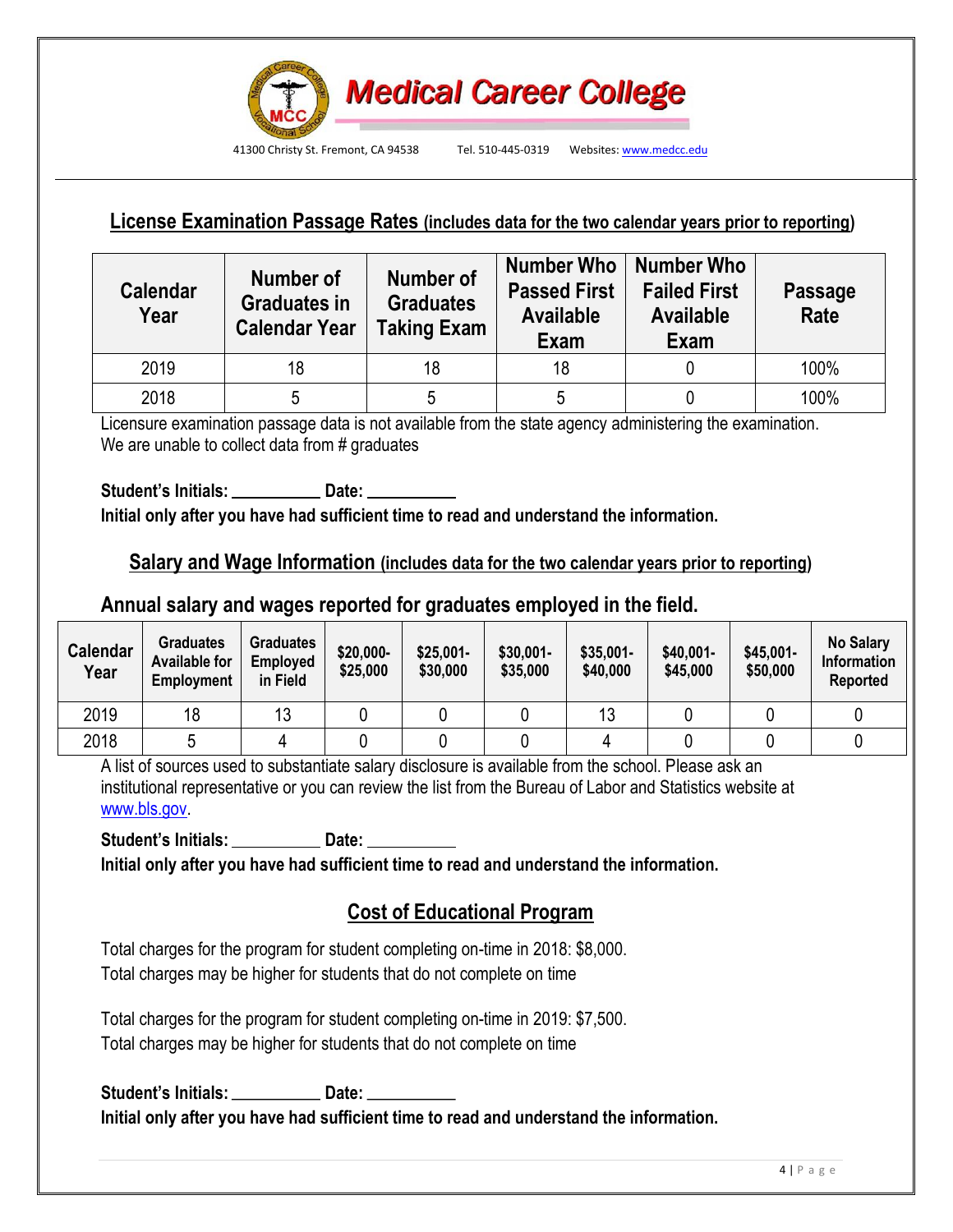# Medical Career College

41300 Christy St. Fremont, CA 94538 Tel. 510-445-0319 Websites: www.medcc.edu

## License Examination Passage Rates (includes data for the two calendar years prior to reporting)

| Calendar Year | Number of Graduates in Calendar Year | Number of Graduates Taking Exam | Number Who Passed First Available Exam | Number Who Failed First Available Exam | Passage Rate |
|---|---|---|---|---|---|
| 2019 | 18 | 18 | 18 | 0 | 100% |
| 2018 | 5 | 5 | 5 | 0 | 100% |

Licensure examination passage data is not available from the state agency administering the examination. We are unable to collect data from # graduates

**Student's Initials: __________ Date: __________**

**Initial only after you have had sufficient time to read and understand the information.**

## Salary and Wage Information (includes data for the two calendar years prior to reporting)

### Annual salary and wages reported for graduates employed in the field.

| Calendar Year | Graduates Available for Employment | Graduates Employed in Field | $20,000-$25,000 | $25,001-$30,000 | $30,001-$35,000 | $35,001-$40,000 | $40,001-$45,000 | $45,001-$50,000 | No Salary Information Reported |
|---|---|---|---|---|---|---|---|---|---|
| 2019 | 18 | 13 | 0 | 0 | 0 | 13 | 0 | 0 | 0 |
| 2018 | 5 | 4 | 0 | 0 | 0 | 4 | 0 | 0 | 0 |

A list of sources used to substantiate salary disclosure is available from the school. Please ask an institutional representative or you can review the list from the Bureau of Labor and Statistics website at www.bls.gov.

**Student's Initials: __________ Date: __________**

**Initial only after you have had sufficient time to read and understand the information.**

## Cost of Educational Program

Total charges for the program for student completing on-time in 2018: $8,000.
Total charges may be higher for students that do not complete on time

Total charges for the program for student completing on-time in 2019: $7,500.
Total charges may be higher for students that do not complete on time

**Student's Initials: __________ Date: __________**

**Initial only after you have had sufficient time to read and understand the information.**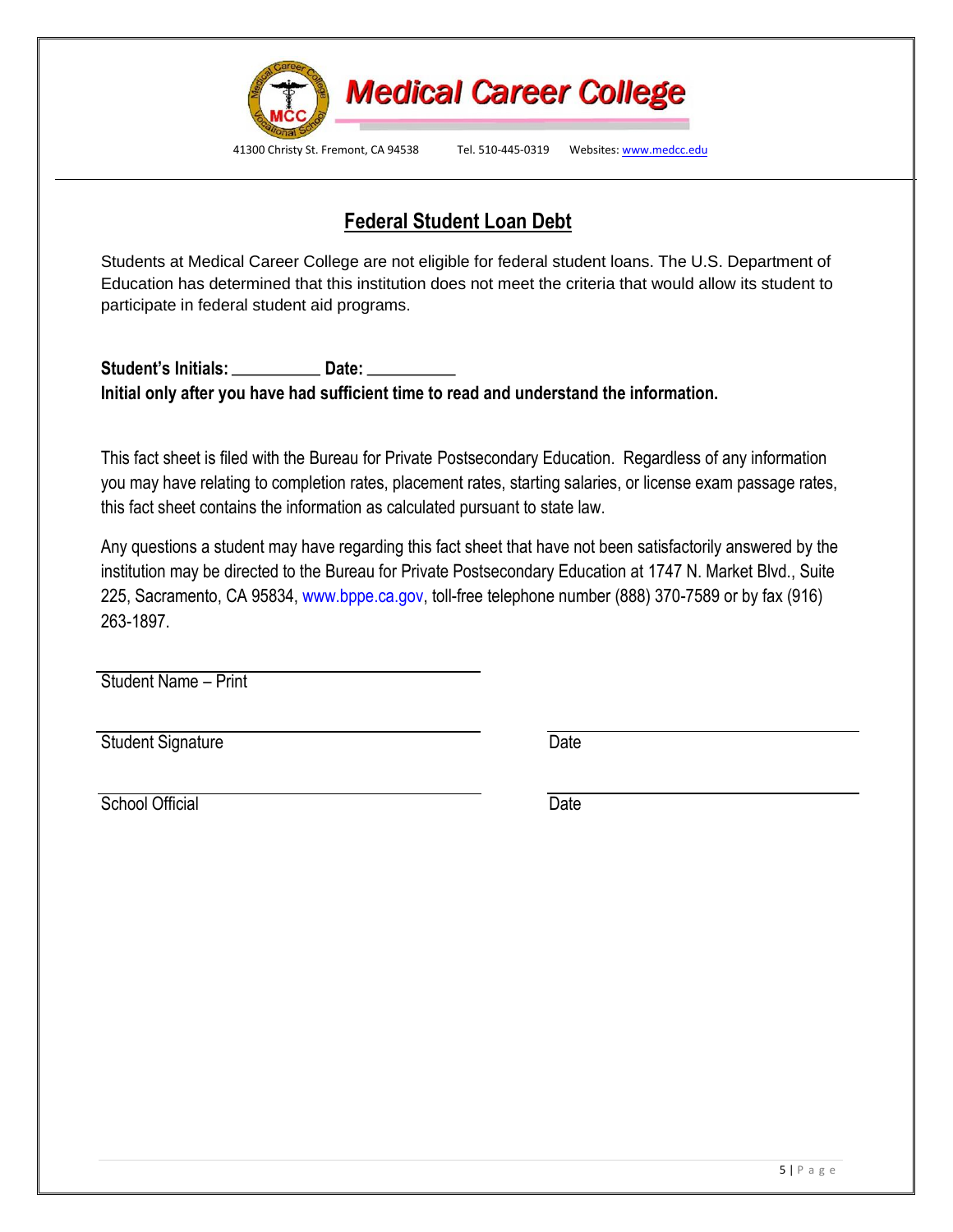**Medical Career College**

41300 Christy St. Fremont, CA 94538 Tel. 510-445-0319 Websites: www.medcc.edu

## Federal Student Loan Debt

Students at Medical Career College are not eligible for federal student loans. The U.S. Department of Education has determined that this institution does not meet the criteria that would allow its student to participate in federal student aid programs.

**Student's Initials: __________ Date: __________**
**Initial only after you have had sufficient time to read and understand the information.**

This fact sheet is filed with the Bureau for Private Postsecondary Education. Regardless of any information you may have relating to completion rates, placement rates, starting salaries, or license exam passage rates, this fact sheet contains the information as calculated pursuant to state law.

Any questions a student may have regarding this fact sheet that have not been satisfactorily answered by the institution may be directed to the Bureau for Private Postsecondary Education at 1747 N. Market Blvd., Suite 225, Sacramento, CA 95834, www.bppe.ca.gov, toll-free telephone number (888) 370-7589 or by fax (916) 263-1897.

______________________________
Student Name – Print

______________________________ ______________________________
Student Signature Date

______________________________ ______________________________
School Official Date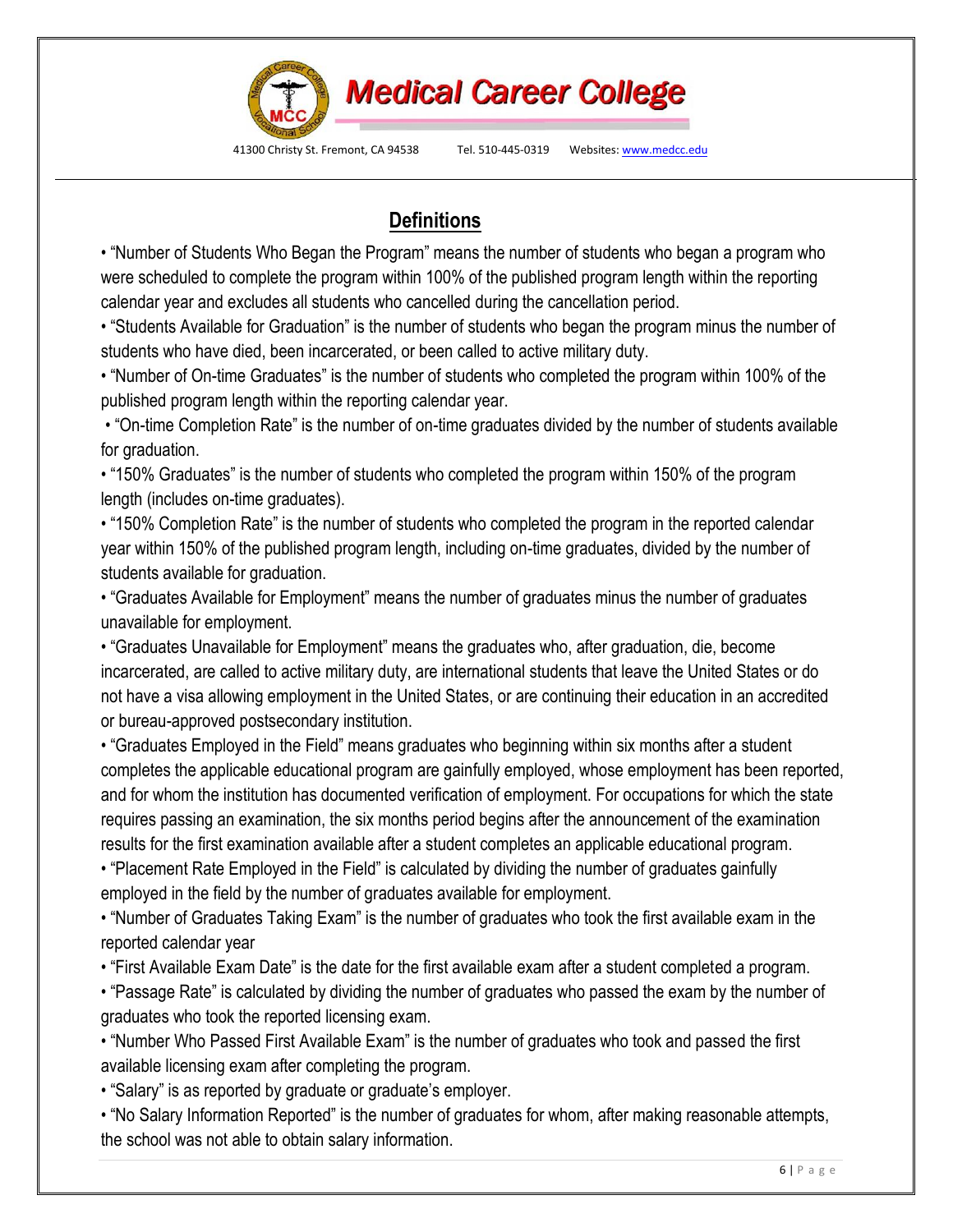## Definitions

- "Number of Students Who Began the Program" means the number of students who began a program who were scheduled to complete the program within 100% of the published program length within the reporting calendar year and excludes all students who cancelled during the cancellation period.
- "Students Available for Graduation" is the number of students who began the program minus the number of students who have died, been incarcerated, or been called to active military duty.
- "Number of On-time Graduates" is the number of students who completed the program within 100% of the published program length within the reporting calendar year.
- "On-time Completion Rate" is the number of on-time graduates divided by the number of students available for graduation.
- "150% Graduates" is the number of students who completed the program within 150% of the program length (includes on-time graduates).
- "150% Completion Rate" is the number of students who completed the program in the reported calendar year within 150% of the published program length, including on-time graduates, divided by the number of students available for graduation.
- "Graduates Available for Employment" means the number of graduates minus the number of graduates unavailable for employment.
- "Graduates Unavailable for Employment" means the graduates who, after graduation, die, become incarcerated, are called to active military duty, are international students that leave the United States or do not have a visa allowing employment in the United States, or are continuing their education in an accredited or bureau-approved postsecondary institution.
- "Graduates Employed in the Field" means graduates who beginning within six months after a student completes the applicable educational program are gainfully employed, whose employment has been reported, and for whom the institution has documented verification of employment. For occupations for which the state requires passing an examination, the six months period begins after the announcement of the examination results for the first examination available after a student completes an applicable educational program.
- "Placement Rate Employed in the Field" is calculated by dividing the number of graduates gainfully employed in the field by the number of graduates available for employment.
- "Number of Graduates Taking Exam" is the number of graduates who took the first available exam in the reported calendar year
- "First Available Exam Date" is the date for the first available exam after a student completed a program.
- "Passage Rate" is calculated by dividing the number of graduates who passed the exam by the number of graduates who took the reported licensing exam.
- "Number Who Passed First Available Exam" is the number of graduates who took and passed the first available licensing exam after completing the program.
- "Salary" is as reported by graduate or graduate's employer.
- "No Salary Information Reported" is the number of graduates for whom, after making reasonable attempts, the school was not able to obtain salary information.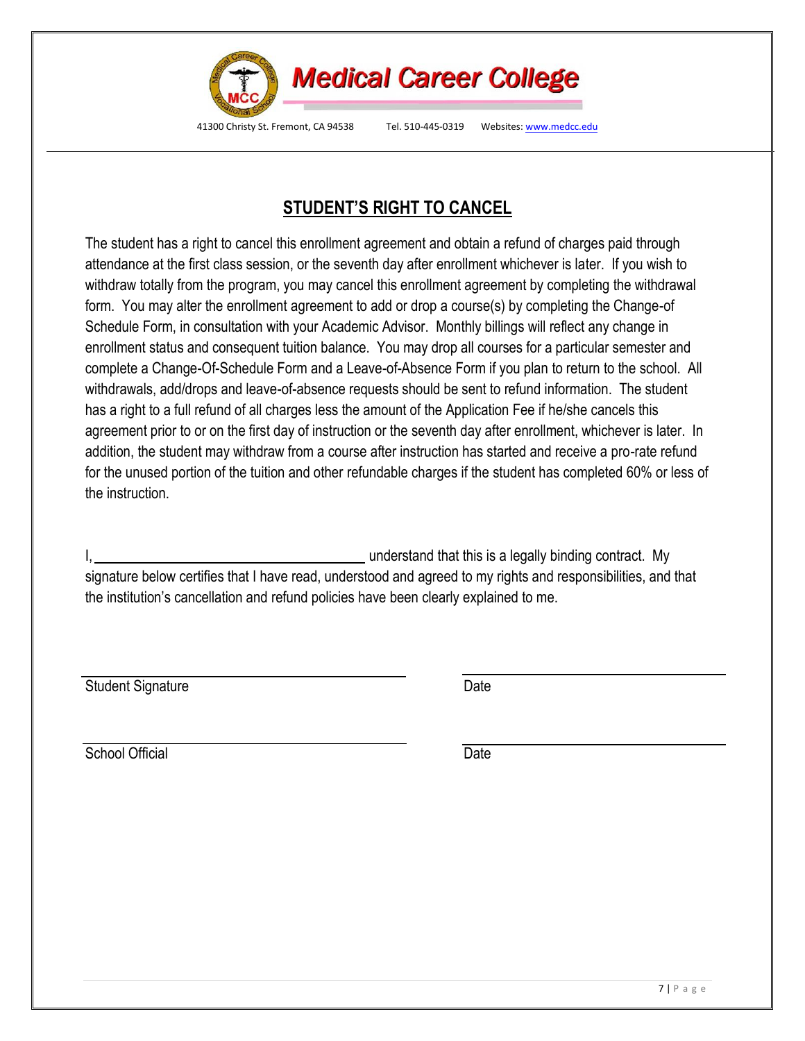**Medical Career College**

41300 Christy St. Fremont, CA 94538 Tel. 510-445-0319 Websites: www.medcc.edu

## STUDENT'S RIGHT TO CANCEL

The student has a right to cancel this enrollment agreement and obtain a refund of charges paid through attendance at the first class session, or the seventh day after enrollment whichever is later. If you wish to withdraw totally from the program, you may cancel this enrollment agreement by completing the withdrawal form. You may alter the enrollment agreement to add or drop a course(s) by completing the Change-of Schedule Form, in consultation with your Academic Advisor. Monthly billings will reflect any change in enrollment status and consequent tuition balance. You may drop all courses for a particular semester and complete a Change-Of-Schedule Form and a Leave-of-Absence Form if you plan to return to the school. All withdrawals, add/drops and leave-of-absence requests should be sent to refund information. The student has a right to a full refund of all charges less the amount of the Application Fee if he/she cancels this agreement prior to or on the first day of instruction or the seventh day after enrollment, whichever is later. In addition, the student may withdraw from a course after instruction has started and receive a pro-rate refund for the unused portion of the tuition and other refundable charges if the student has completed 60% or less of the instruction.

I, ______________________________ understand that this is a legally binding contract. My signature below certifies that I have read, understood and agreed to my rights and responsibilities, and that the institution's cancellation and refund policies have been clearly explained to me.

______________________________ ______________________________
Student Signature Date

______________________________ ______________________________
School Official Date